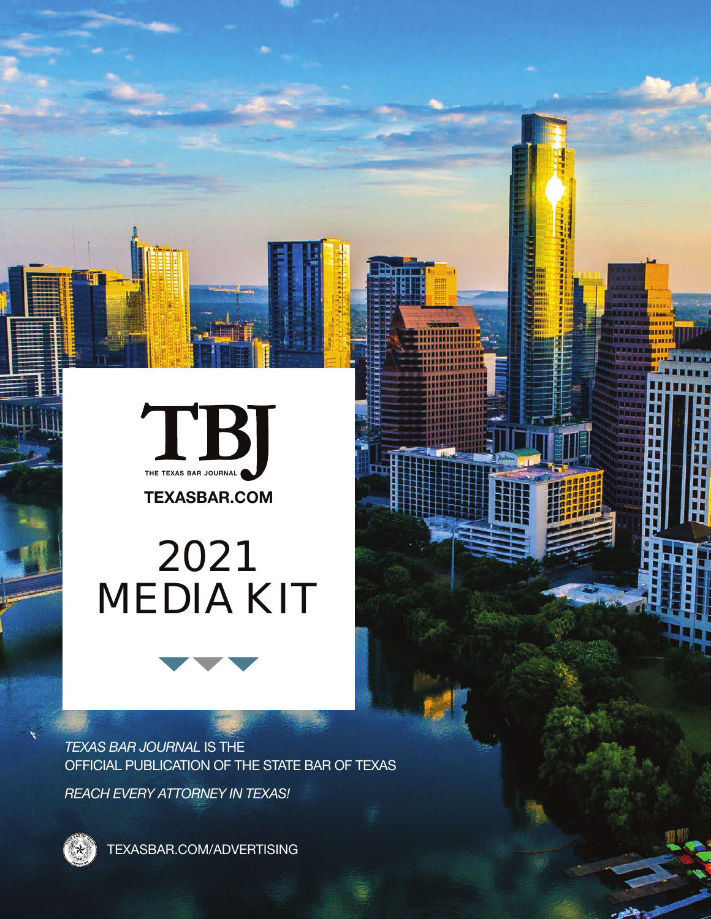# TBJ

THE TEXAS BAR JOURNAL

**TEXASBAR.COM**

# 2021 MEDIA KIT

*TEXAS BAR JOURNAL* IS THE OFFICIAL PUBLICATION OF THE STATE BAR OF TEXAS

*REACH EVERY ATTORNEY IN TEXAS!*

TEXASBAR.COM/ADVERTISING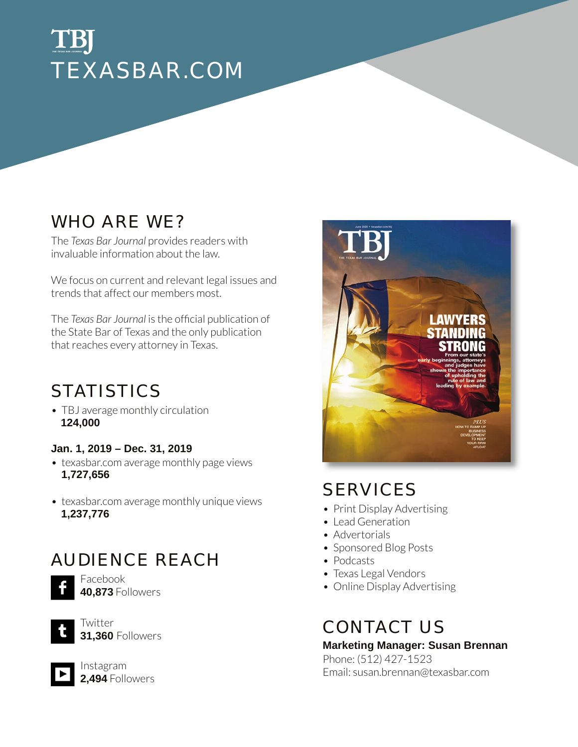# TBJ
# TEXASBAR.COM

## WHO ARE WE?

The *Texas Bar Journal* provides readers with invaluable information about the law.

We focus on current and relevant legal issues and trends that affect our members most.

The *Texas Bar Journal* is the official publication of the State Bar of Texas and the only publication that reaches every attorney in Texas.

## STATISTICS

- TBJ average monthly circulation
  **124,000**

**Jan. 1, 2019 – Dec. 31, 2019**

- texasbar.com average monthly page views
  **1,727,656**
- texasbar.com average monthly unique views
  **1,237,776**

## AUDIENCE REACH

Facebook
**40,873** Followers

Twitter
**31,360** Followers

Instagram
**2,494** Followers

## SERVICES

- Print Display Advertising
- Lead Generation
- Advertorials
- Sponsored Blog Posts
- Podcasts
- Texas Legal Vendors
- Online Display Advertising

## CONTACT US

**Marketing Manager: Susan Brennan**
Phone: (512) 427-1523
Email: susan.brennan@texasbar.com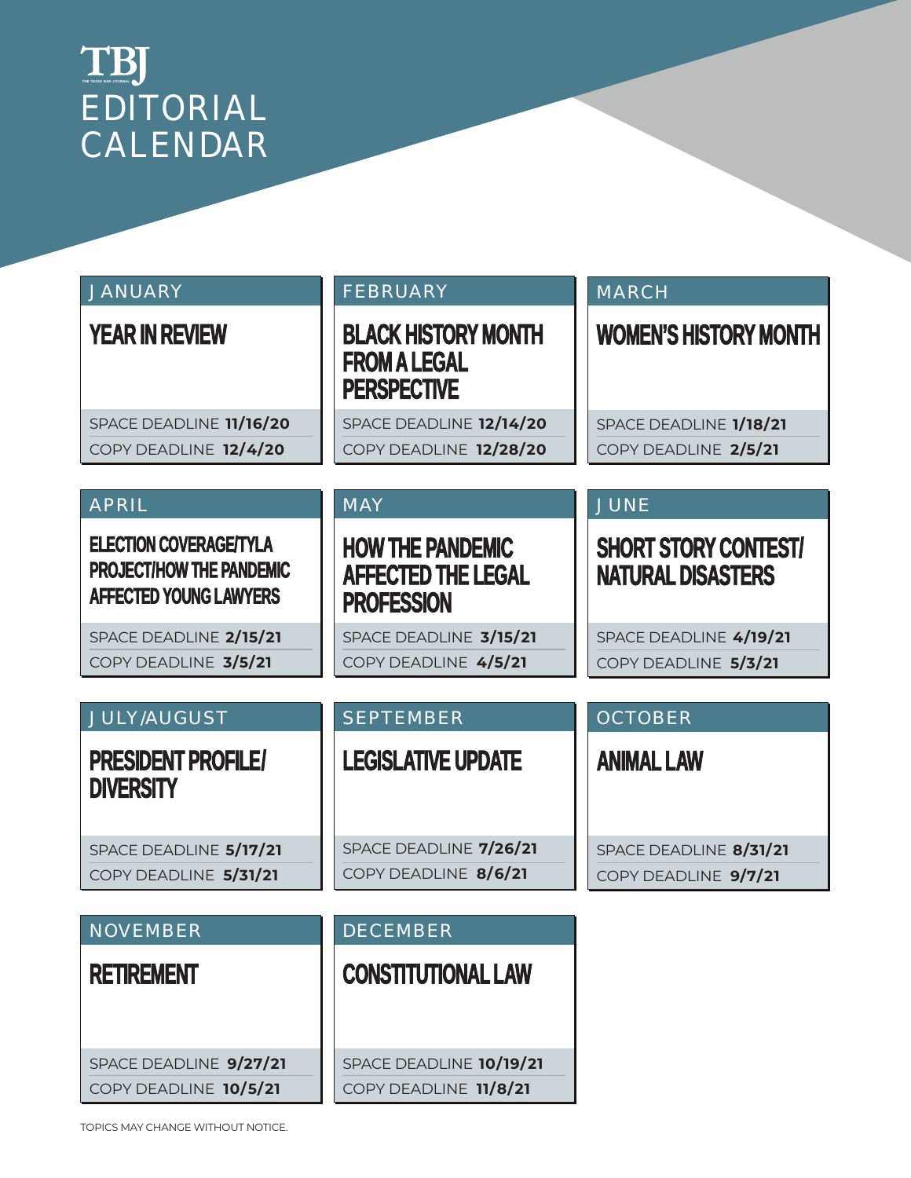# TBJ

THE TEXAS BAR JOURNAL

# EDITORIAL CALENDAR

## JANUARY

### YEAR IN REVIEW

SPACE DEADLINE **11/16/20**

COPY DEADLINE **12/4/20**

## FEBRUARY

### BLACK HISTORY MONTH FROM A LEGAL PERSPECTIVE

SPACE DEADLINE **12/14/20**

COPY DEADLINE **12/28/20**

## MARCH

### WOMEN'S HISTORY MONTH

SPACE DEADLINE **1/18/21**

COPY DEADLINE **2/5/21**

## APRIL

### ELECTION COVERAGE/TYLA PROJECT/HOW THE PANDEMIC AFFECTED YOUNG LAWYERS

SPACE DEADLINE **2/15/21**

COPY DEADLINE **3/5/21**

## MAY

### HOW THE PANDEMIC AFFECTED THE LEGAL PROFESSION

SPACE DEADLINE **3/15/21**

COPY DEADLINE **4/5/21**

## JUNE

### SHORT STORY CONTEST/ NATURAL DISASTERS

SPACE DEADLINE **4/19/21**

COPY DEADLINE **5/3/21**

## JULY/AUGUST

### PRESIDENT PROFILE/ DIVERSITY

SPACE DEADLINE **5/17/21**

COPY DEADLINE **5/31/21**

## SEPTEMBER

### LEGISLATIVE UPDATE

SPACE DEADLINE **7/26/21**

COPY DEADLINE **8/6/21**

## OCTOBER

### ANIMAL LAW

SPACE DEADLINE **8/31/21**

COPY DEADLINE **9/7/21**

## NOVEMBER

### RETIREMENT

SPACE DEADLINE **9/27/21**

COPY DEADLINE **10/5/21**

## DECEMBER

### CONSTITUTIONAL LAW

SPACE DEADLINE **10/19/21**

COPY DEADLINE **11/8/21**

TOPICS MAY CHANGE WITHOUT NOTICE.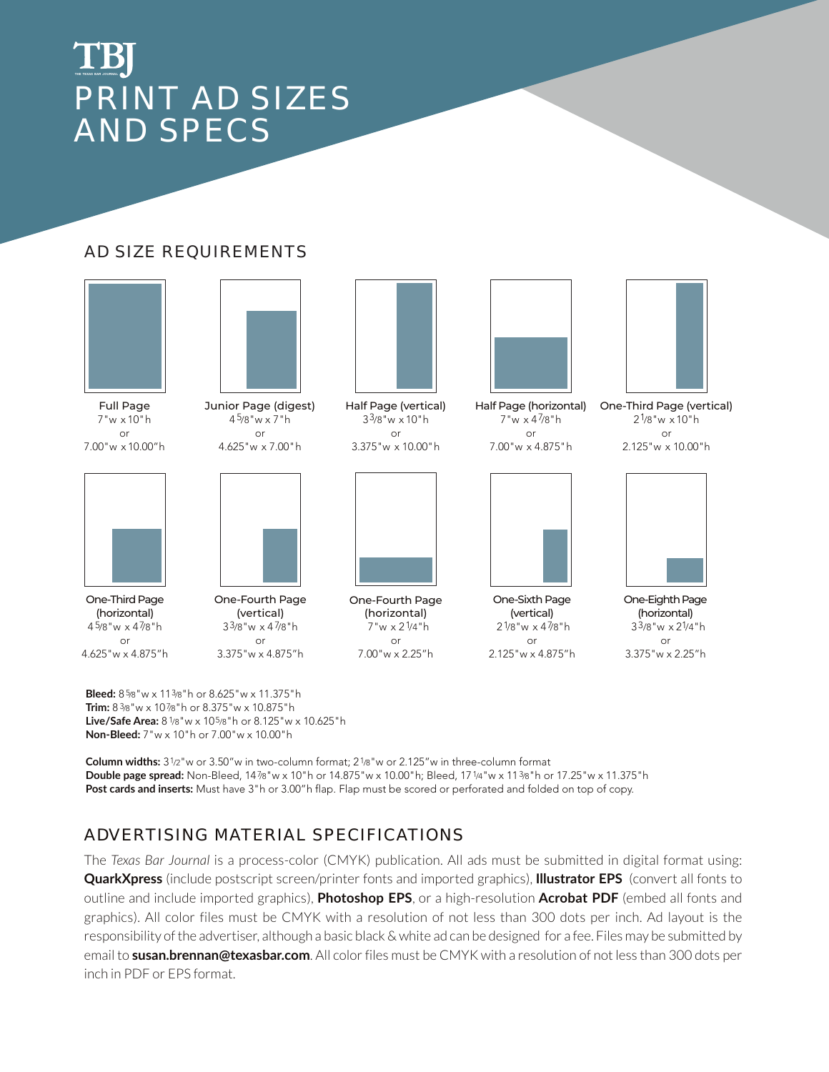TBJ

# PRINT AD SIZES AND SPECS

## AD SIZE REQUIREMENTS

**Full Page**
7"w x 10"h
or
7.00"w x 10.00"h

**Junior Page (digest)**
4 5/8"w x 7"h
or
4.625"w x 7.00"h

**Half Page (vertical)**
3 3/8"w x 10"h
or
3.375"w x 10.00"h

**Half Page (horizontal)**
7"w x 4 7/8"h
or
7.00"w x 4.875"h

**One-Third Page (vertical)**
2 1/8"w x 10"h
or
2.125"w x 10.00"h

**One-Third Page (horizontal)**
4 5/8"w x 4 7/8"h
or
4.625"w x 4.875"h

**One-Fourth Page (vertical)**
3 3/8"w x 4 7/8"h
or
3.375"w x 4.875"h

**One-Fourth Page (horizontal)**
7"w x 2 1/4"h
or
7.00"w x 2.25"h

**One-Sixth Page (vertical)**
2 1/8"w x 4 7/8"h
or
2.125"w x 4.875"h

**One-Eighth Page (horizontal)**
3 3/8"w x 2 1/4"h
or
3.375"w x 2.25"h

**Bleed:** 8 5/8"w x 11 3/8"h or 8.625"w x 11.375"h
**Trim:** 8 3/8"w x 10 7/8"h or 8.375"w x 10.875"h
**Live/Safe Area:** 8 1/8"w x 10 5/8"h or 8.125"w x 10.625"h
**Non-Bleed:** 7"w x 10"h or 7.00"w x 10.00"h

**Column widths:** 3 1/2"w or 3.50"w in two-column format; 2 1/8"w or 2.125"w in three-column format
**Double page spread:** Non-Bleed, 14 7/8"w x 10"h or 14.875"w x 10.00"h; Bleed, 17 1/4"w x 11 3/8"h or 17.25"w x 11.375"h
**Post cards and inserts:** Must have 3"h or 3.00"h flap. Flap must be scored or perforated and folded on top of copy.

## ADVERTISING MATERIAL SPECIFICATIONS

The *Texas Bar Journal* is a process-color (CMYK) publication. All ads must be submitted in digital format using: **QuarkXpress** (include postscript screen/printer fonts and imported graphics), **Illustrator EPS** (convert all fonts to outline and include imported graphics), **Photoshop EPS**, or a high-resolution **Acrobat PDF** (embed all fonts and graphics). All color files must be CMYK with a resolution of not less than 300 dots per inch. Ad layout is the responsibility of the advertiser, although a basic black & white ad can be designed for a fee. Files may be submitted by email to **susan.brennan@texasbar.com**. All color files must be CMYK with a resolution of not less than 300 dots per inch in PDF or EPS format.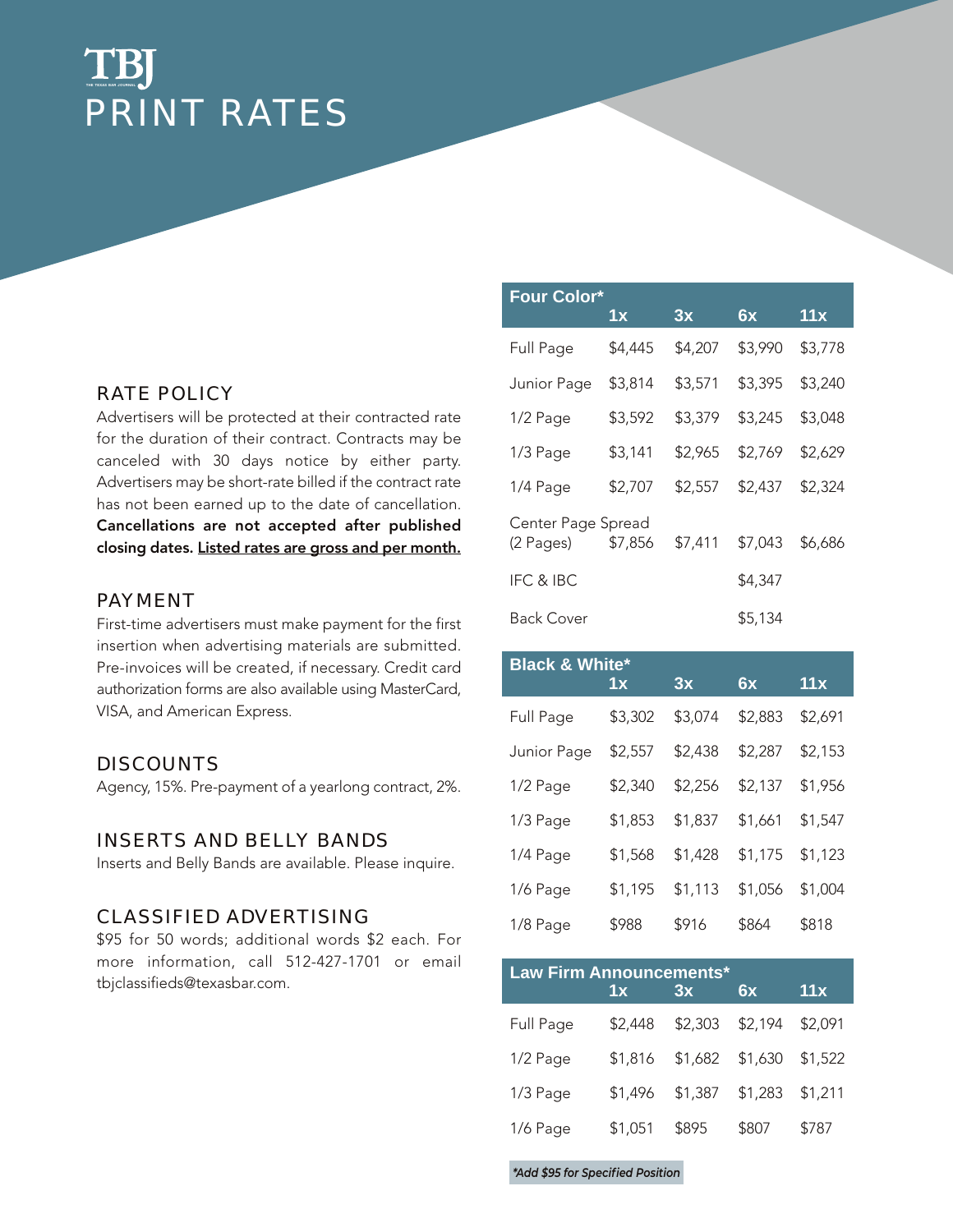# TBJ PRINT RATES

## RATE POLICY

Advertisers will be protected at their contracted rate for the duration of their contract. Contracts may be canceled with 30 days notice by either party. Advertisers may be short-rate billed if the contract rate has not been earned up to the date of cancellation. **Cancellations are not accepted after published closing dates. Listed rates are gross and per month.**

## PAYMENT

First-time advertisers must make payment for the first insertion when advertising materials are submitted. Pre-invoices will be created, if necessary. Credit card authorization forms are also available using MasterCard, VISA, and American Express.

## DISCOUNTS

Agency, 15%. Pre-payment of a yearlong contract, 2%.

## INSERTS AND BELLY BANDS

Inserts and Belly Bands are available. Please inquire.

## CLASSIFIED ADVERTISING

$95 for 50 words; additional words $2 each. For more information, call 512-427-1701 or email tbjclassifieds@texasbar.com.

| Four Color* | 1x | 3x | 6x | 11x |
|---|---|---|---|---|
| Full Page | $4,445 | $4,207 | $3,990 | $3,778 |
| Junior Page | $3,814 | $3,571 | $3,395 | $3,240 |
| 1/2 Page | $3,592 | $3,379 | $3,245 | $3,048 |
| 1/3 Page | $3,141 | $2,965 | $2,769 | $2,629 |
| 1/4 Page | $2,707 | $2,557 | $2,437 | $2,324 |
| Center Page Spread (2 Pages) | $7,856 | $7,411 | $7,043 | $6,686 |
| IFC & IBC | | | $4,347 | |
| Back Cover | | | $5,134 | |

| Black & White* | 1x | 3x | 6x | 11x |
|---|---|---|---|---|
| Full Page | $3,302 | $3,074 | $2,883 | $2,691 |
| Junior Page | $2,557 | $2,438 | $2,287 | $2,153 |
| 1/2 Page | $2,340 | $2,256 | $2,137 | $1,956 |
| 1/3 Page | $1,853 | $1,837 | $1,661 | $1,547 |
| 1/4 Page | $1,568 | $1,428 | $1,175 | $1,123 |
| 1/6 Page | $1,195 | $1,113 | $1,056 | $1,004 |
| 1/8 Page | $988 | $916 | $864 | $818 |

| Law Firm Announcements* | 1x | 3x | 6x | 11x |
|---|---|---|---|---|
| Full Page | $2,448 | $2,303 | $2,194 | $2,091 |
| 1/2 Page | $1,816 | $1,682 | $1,630 | $1,522 |
| 1/3 Page | $1,496 | $1,387 | $1,283 | $1,211 |
| 1/6 Page | $1,051 | $895 | $807 | $787 |

*\*Add $95 for Specified Position*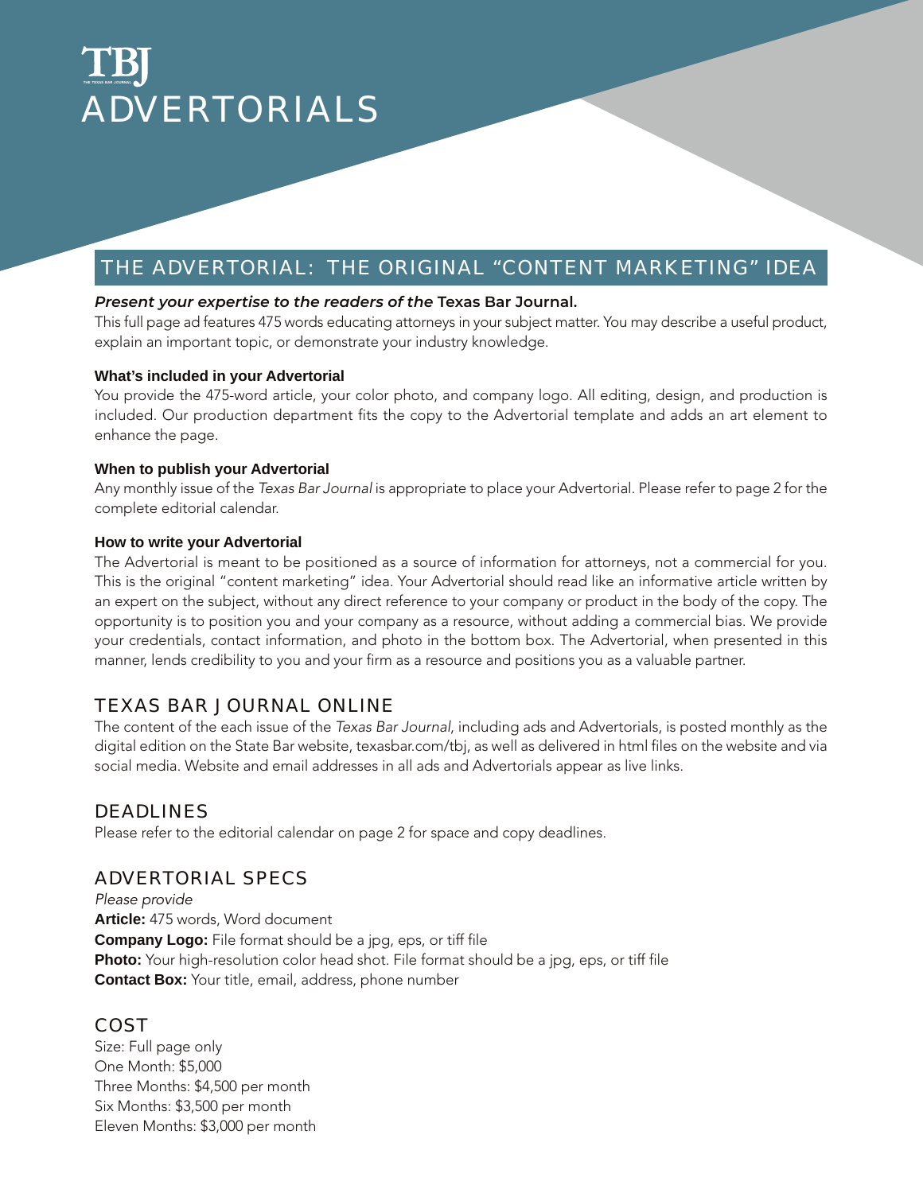# TBJ ADVERTORIALS

## THE ADVERTORIAL: THE ORIGINAL "CONTENT MARKETING" IDEA

***Present your expertise to the readers of the* Texas Bar Journal.**

This full page ad features 475 words educating attorneys in your subject matter. You may describe a useful product, explain an important topic, or demonstrate your industry knowledge.

**What's included in your Advertorial**

You provide the 475-word article, your color photo, and company logo. All editing, design, and production is included. Our production department fits the copy to the Advertorial template and adds an art element to enhance the page.

**When to publish your Advertorial**

Any monthly issue of the *Texas Bar Journal* is appropriate to place your Advertorial. Please refer to page 2 for the complete editorial calendar.

**How to write your Advertorial**

The Advertorial is meant to be positioned as a source of information for attorneys, not a commercial for you. This is the original "content marketing" idea. Your Advertorial should read like an informative article written by an expert on the subject, without any direct reference to your company or product in the body of the copy. The opportunity is to position you and your company as a resource, without adding a commercial bias. We provide your credentials, contact information, and photo in the bottom box. The Advertorial, when presented in this manner, lends credibility to you and your firm as a resource and positions you as a valuable partner.

## TEXAS BAR JOURNAL ONLINE

The content of the each issue of the *Texas Bar Journal*, including ads and Advertorials, is posted monthly as the digital edition on the State Bar website, texasbar.com/tbj, as well as delivered in html files on the website and via social media. Website and email addresses in all ads and Advertorials appear as live links.

## DEADLINES

Please refer to the editorial calendar on page 2 for space and copy deadlines.

## ADVERTORIAL SPECS

*Please provide*

**Article:** 475 words, Word document
**Company Logo:** File format should be a jpg, eps, or tiff file
**Photo:** Your high-resolution color head shot. File format should be a jpg, eps, or tiff file
**Contact Box:** Your title, email, address, phone number

## COST

Size: Full page only
One Month: $5,000
Three Months: $4,500 per month
Six Months: $3,500 per month
Eleven Months: $3,000 per month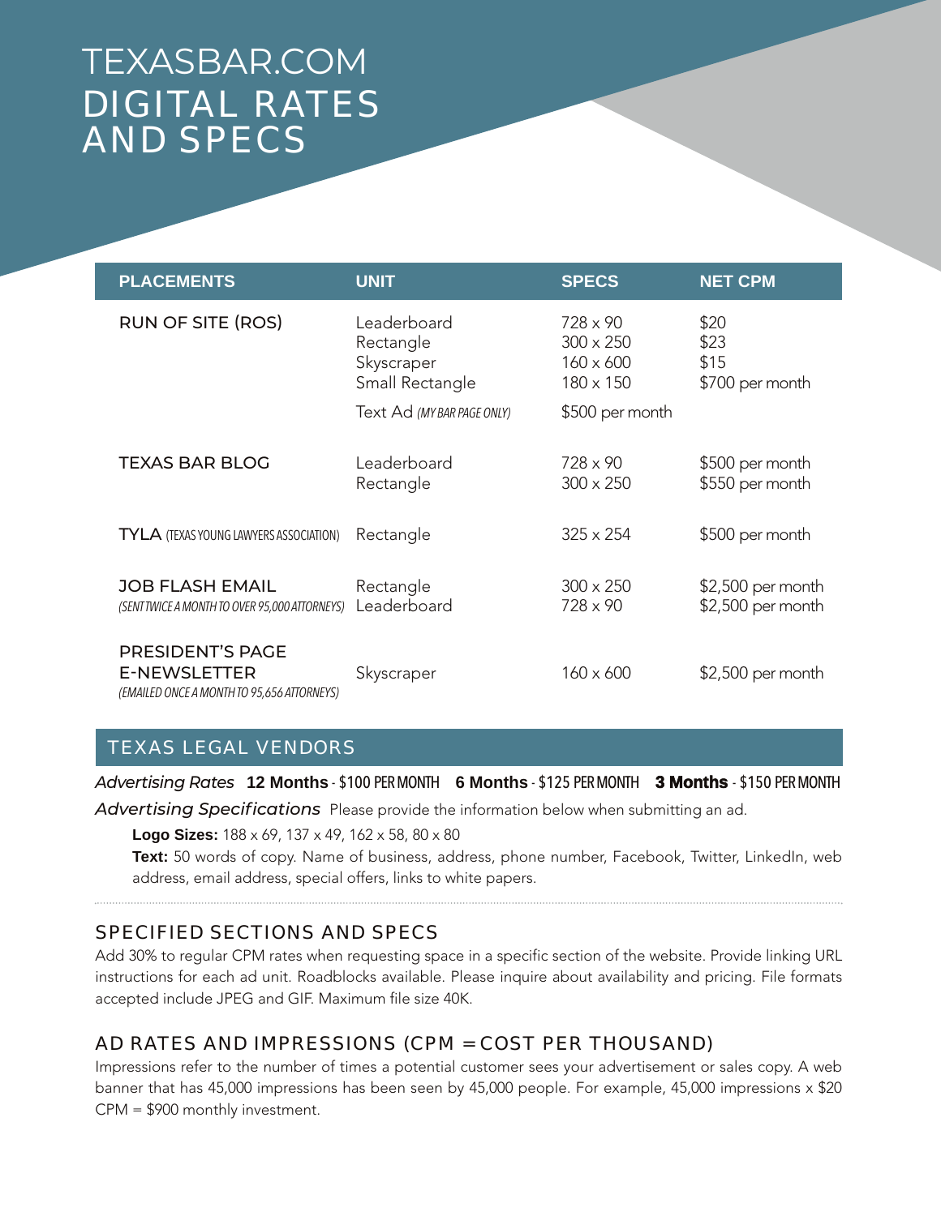# TEXASBAR.COM DIGITAL RATES AND SPECS

| PLACEMENTS | UNIT | SPECS | NET CPM |
| --- | --- | --- | --- |
| RUN OF SITE (ROS) | Leaderboard | 728 x 90 | $20 |
| | Rectangle | 300 x 250 | $23 |
| | Skyscraper | 160 x 600 | $15 |
| | Small Rectangle | 180 x 150 | $700 per month |
| | Text Ad *(MY BAR PAGE ONLY)* | $500 per month | |
| TEXAS BAR BLOG | Leaderboard | 728 x 90 | $500 per month |
| | Rectangle | 300 x 250 | $550 per month |
| TYLA (TEXAS YOUNG LAWYERS ASSOCIATION) | Rectangle | 325 x 254 | $500 per month |
| JOB FLASH EMAIL *(SENT TWICE A MONTH TO OVER 95,000 ATTORNEYS)* | Rectangle | 300 x 250 | $2,500 per month |
| | Leaderboard | 728 x 90 | $2,500 per month |
| PRESIDENT'S PAGE E-NEWSLETTER *(EMAILED ONCE A MONTH TO 95,656 ATTORNEYS)* | Skyscraper | 160 x 600 | $2,500 per month |

## TEXAS LEGAL VENDORS

*Advertising Rates* **12 Months** - $100 PER MONTH **6 Months** - $125 PER MONTH **3 Months** - $150 PER MONTH

*Advertising Specifications* Please provide the information below when submitting an ad.

**Logo Sizes:** 188 x 69, 137 x 49, 162 x 58, 80 x 80

**Text:** 50 words of copy. Name of business, address, phone number, Facebook, Twitter, LinkedIn, web address, email address, special offers, links to white papers.

## SPECIFIED SECTIONS AND SPECS

Add 30% to regular CPM rates when requesting space in a specific section of the website. Provide linking URL instructions for each ad unit. Roadblocks available. Please inquire about availability and pricing. File formats accepted include JPEG and GIF. Maximum file size 40K.

## AD RATES AND IMPRESSIONS (CPM = COST PER THOUSAND)

Impressions refer to the number of times a potential customer sees your advertisement or sales copy. A web banner that has 45,000 impressions has been seen by 45,000 people. For example, 45,000 impressions x $20 CPM = $900 monthly investment.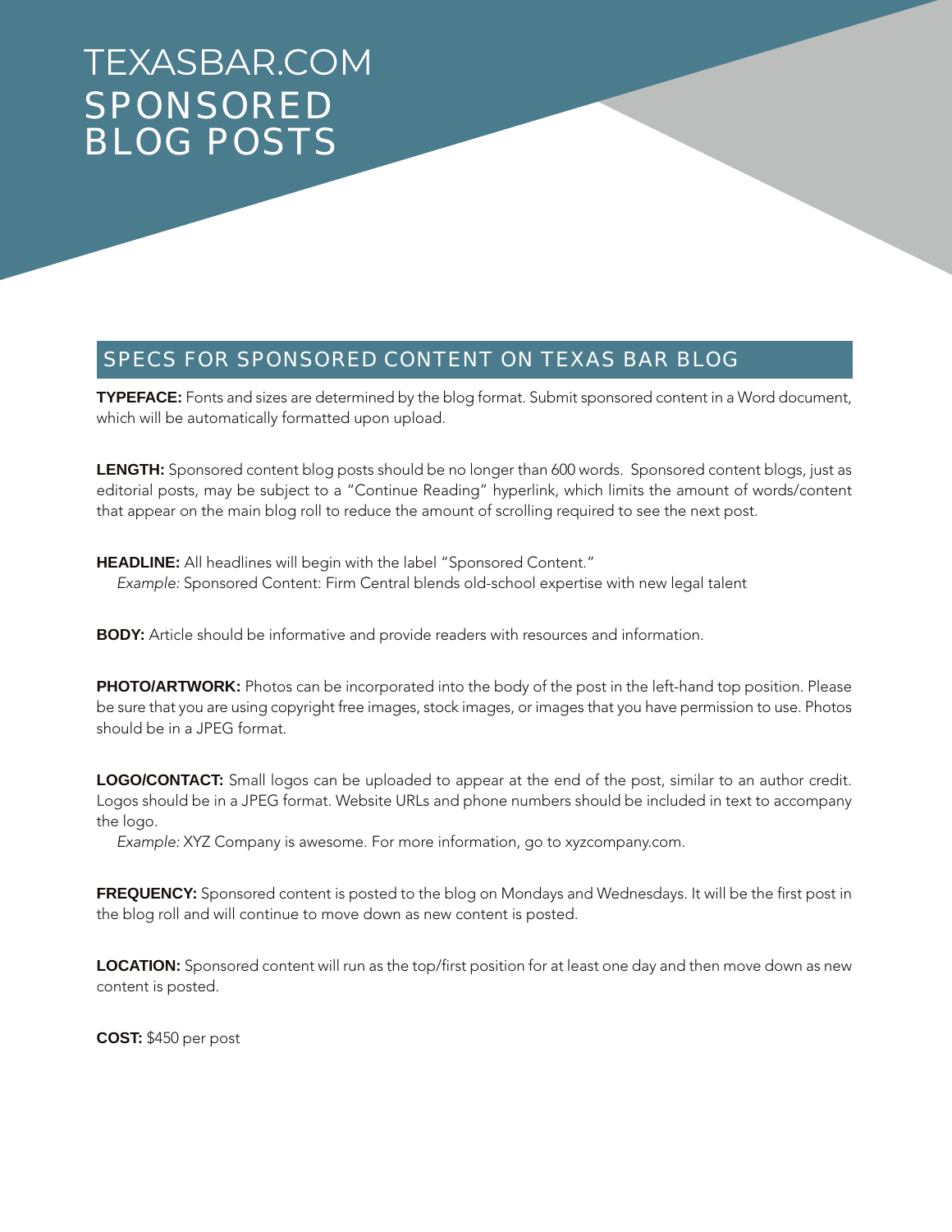# TEXASBAR.COM SPONSORED BLOG POSTS

## SPECS FOR SPONSORED CONTENT ON TEXAS BAR BLOG

**TYPEFACE:** Fonts and sizes are determined by the blog format. Submit sponsored content in a Word document, which will be automatically formatted upon upload.

**LENGTH:** Sponsored content blog posts should be no longer than 600 words. Sponsored content blogs, just as editorial posts, may be subject to a "Continue Reading" hyperlink, which limits the amount of words/content that appear on the main blog roll to reduce the amount of scrolling required to see the next post.

**HEADLINE:** All headlines will begin with the label "Sponsored Content."

*Example:* Sponsored Content: Firm Central blends old-school expertise with new legal talent

**BODY:** Article should be informative and provide readers with resources and information.

**PHOTO/ARTWORK:** Photos can be incorporated into the body of the post in the left-hand top position. Please be sure that you are using copyright free images, stock images, or images that you have permission to use. Photos should be in a JPEG format.

**LOGO/CONTACT:** Small logos can be uploaded to appear at the end of the post, similar to an author credit. Logos should be in a JPEG format. Website URLs and phone numbers should be included in text to accompany the logo.

*Example:* XYZ Company is awesome. For more information, go to xyzcompany.com.

**FREQUENCY:** Sponsored content is posted to the blog on Mondays and Wednesdays. It will be the first post in the blog roll and will continue to move down as new content is posted.

**LOCATION:** Sponsored content will run as the top/first position for at least one day and then move down as new content is posted.

**COST:** $450 per post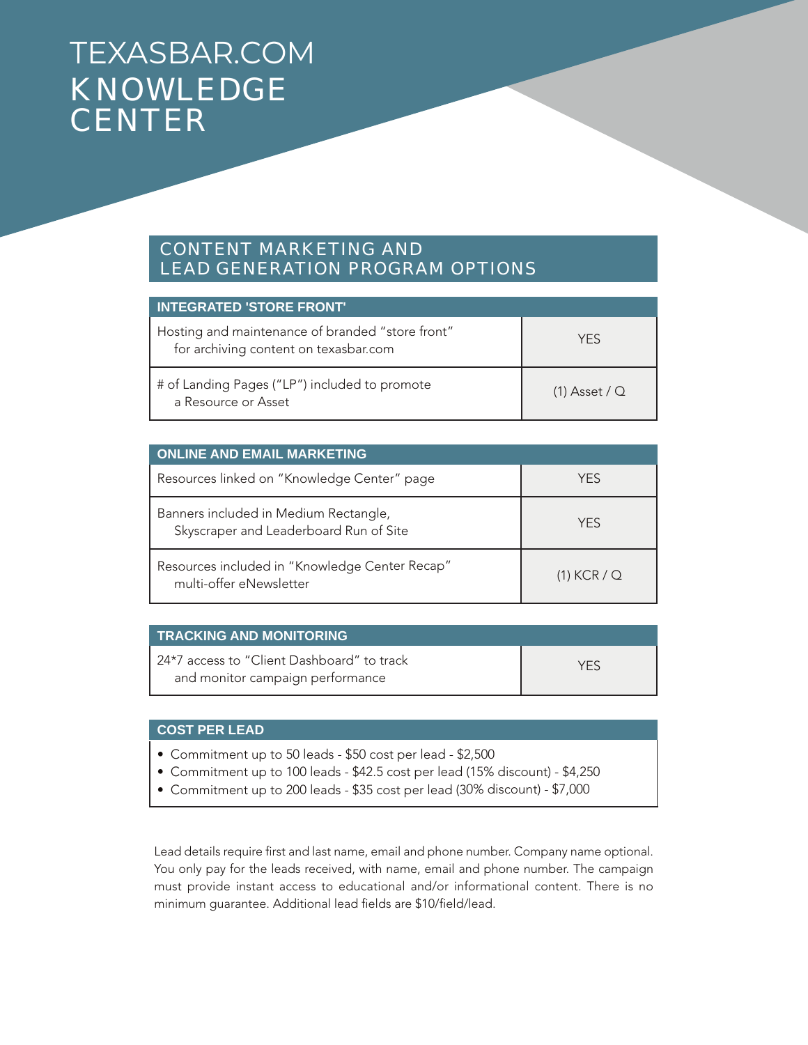# TEXASBAR.COM KNOWLEDGE CENTER

## CONTENT MARKETING AND LEAD GENERATION PROGRAM OPTIONS

| INTEGRATED 'STORE FRONT' | |
|---|---|
| Hosting and maintenance of branded "store front" for archiving content on texasbar.com | YES |
| # of Landing Pages ("LP") included to promote a Resource or Asset | (1) Asset / Q |

| ONLINE AND EMAIL MARKETING | |
|---|---|
| Resources linked on "Knowledge Center" page | YES |
| Banners included in Medium Rectangle, Skyscraper and Leaderboard Run of Site | YES |
| Resources included in "Knowledge Center Recap" multi-offer eNewsletter | (1) KCR / Q |

| TRACKING AND MONITORING | |
|---|---|
| 24*7 access to "Client Dashboard" to track and monitor campaign performance | YES |

### COST PER LEAD

- Commitment up to 50 leads - $50 cost per lead - $2,500
- Commitment up to 100 leads - $42.5 cost per lead (15% discount) - $4,250
- Commitment up to 200 leads - $35 cost per lead (30% discount) - $7,000

Lead details require first and last name, email and phone number. Company name optional. You only pay for the leads received, with name, email and phone number. The campaign must provide instant access to educational and/or informational content. There is no minimum guarantee. Additional lead fields are $10/field/lead.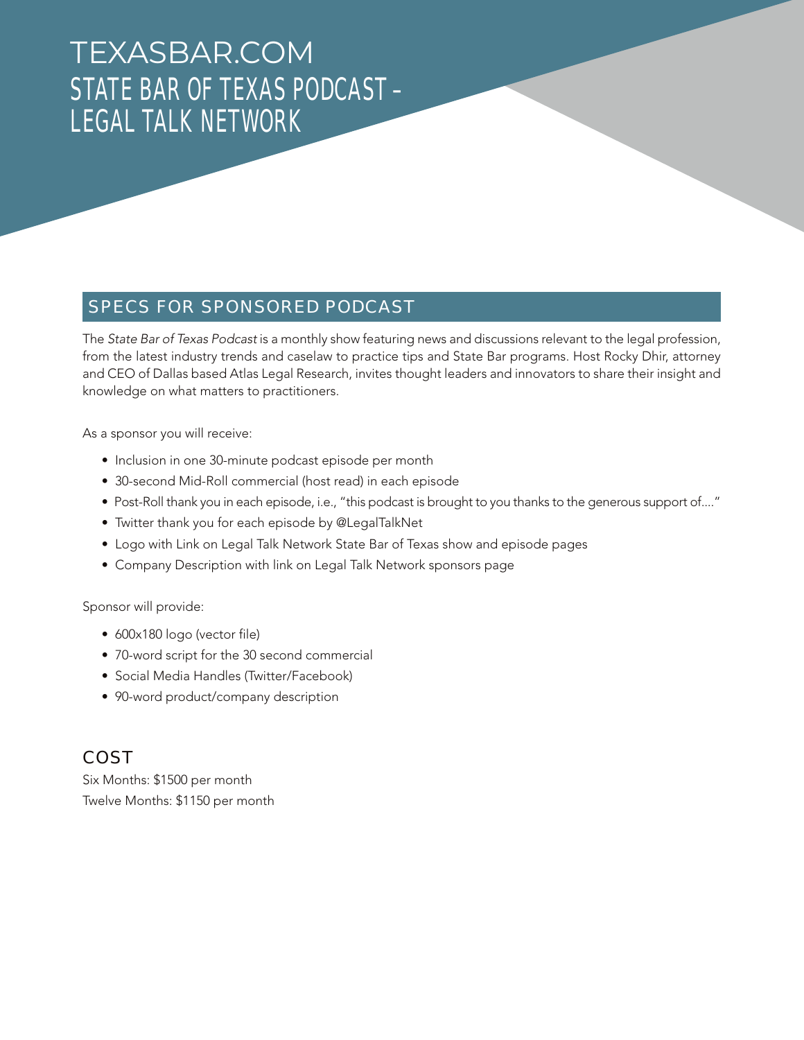# TEXASBAR.COM
## STATE BAR OF TEXAS PODCAST – LEGAL TALK NETWORK

## SPECS FOR SPONSORED PODCAST

The *State Bar of Texas Podcast* is a monthly show featuring news and discussions relevant to the legal profession, from the latest industry trends and caselaw to practice tips and State Bar programs. Host Rocky Dhir, attorney and CEO of Dallas based Atlas Legal Research, invites thought leaders and innovators to share their insight and knowledge on what matters to practitioners.

As a sponsor you will receive:

- Inclusion in one 30-minute podcast episode per month
- 30-second Mid-Roll commercial (host read) in each episode
- Post-Roll thank you in each episode, i.e., "this podcast is brought to you thanks to the generous support of...."
- Twitter thank you for each episode by @LegalTalkNet
- Logo with Link on Legal Talk Network State Bar of Texas show and episode pages
- Company Description with link on Legal Talk Network sponsors page

Sponsor will provide:

- 600x180 logo (vector file)
- 70-word script for the 30 second commercial
- Social Media Handles (Twitter/Facebook)
- 90-word product/company description

## COST

Six Months: $1500 per month
Twelve Months: $1150 per month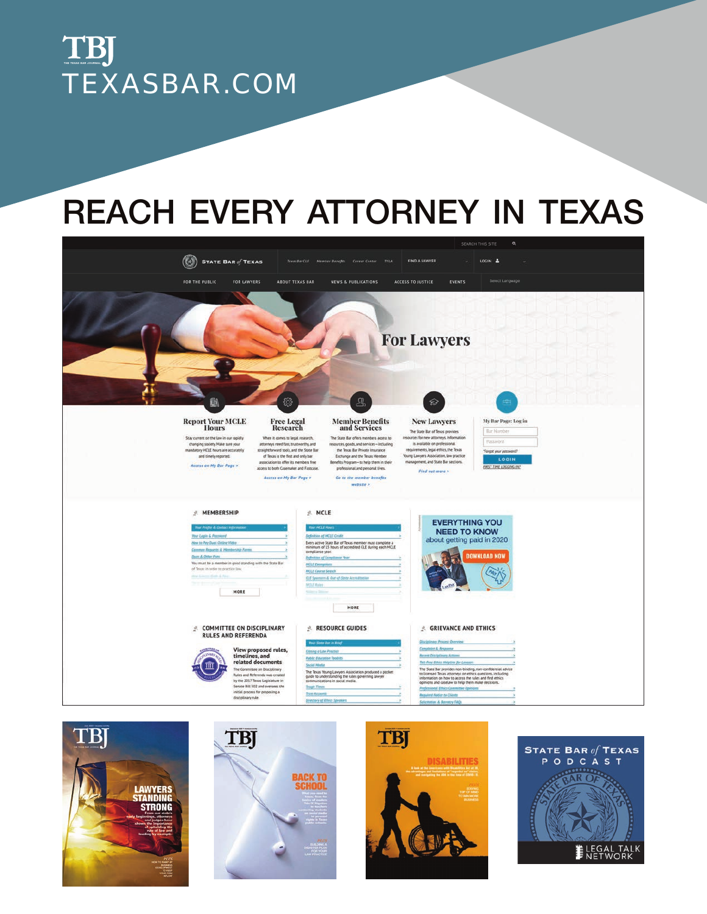TBJ

TEXASBAR.COM

# REACH EVERY ATTORNEY IN TEXAS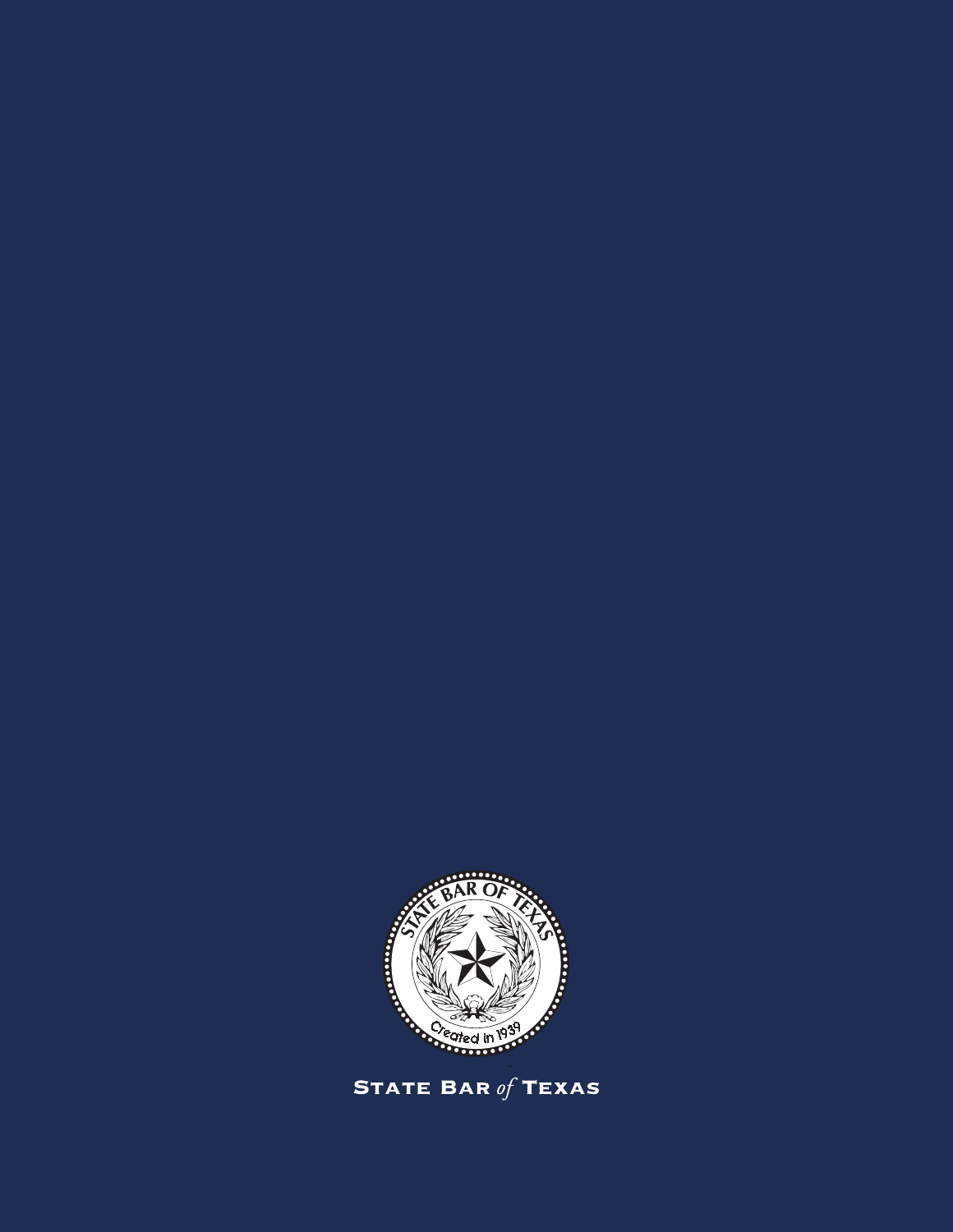STATE BAR *of* TEXAS